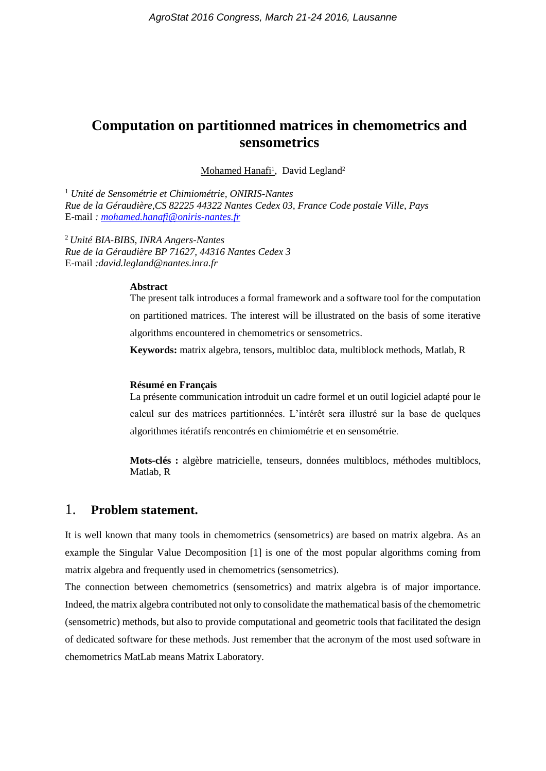# Computation on partitionned matrices in chemometrics and sensometrics

Mohamed Hanafi[1], David Legland[2]

[1] *Unité de Sensométrie et Chimiométrie, ONIRIS-Nantes*
*Rue de la Géraudière,CS 82225 44322 Nantes Cedex 03, France Code postale Ville, Pays*
E-mail *: mohamed.hanafi@oniris-nantes.fr*

[2] *Unité BIA-BIBS, INRA Angers-Nantes*
*Rue de la Géraudière BP 71627, 44316 Nantes Cedex 3*
E-mail *:david.legland@nantes.inra.fr*

**Abstract**

The present talk introduces a formal framework and a software tool for the computation on partitioned matrices. The interest will be illustrated on the basis of some iterative algorithms encountered in chemometrics or sensometrics.

**Keywords:** matrix algebra, tensors, multibloc data, multiblock methods, Matlab, R

**Résumé en Français**

La présente communication introduit un cadre formel et un outil logiciel adapté pour le calcul sur des matrices partitionnées. L'intérêt sera illustré sur la base de quelques algorithmes itératifs rencontrés en chimiométrie et en sensométrie.

**Mots-clés :** algèbre matricielle, tenseurs, données multiblocs, méthodes multiblocs, Matlab, R

## 1. Problem statement.

It is well known that many tools in chemometrics (sensometrics) are based on matrix algebra. As an example the Singular Value Decomposition [1] is one of the most popular algorithms coming from matrix algebra and frequently used in chemometrics (sensometrics).

The connection between chemometrics (sensometrics) and matrix algebra is of major importance. Indeed, the matrix algebra contributed not only to consolidate the mathematical basis of the chemometric (sensometric) methods, but also to provide computational and geometric tools that facilitated the design of dedicated software for these methods. Just remember that the acronym of the most used software in chemometrics MatLab means Matrix Laboratory.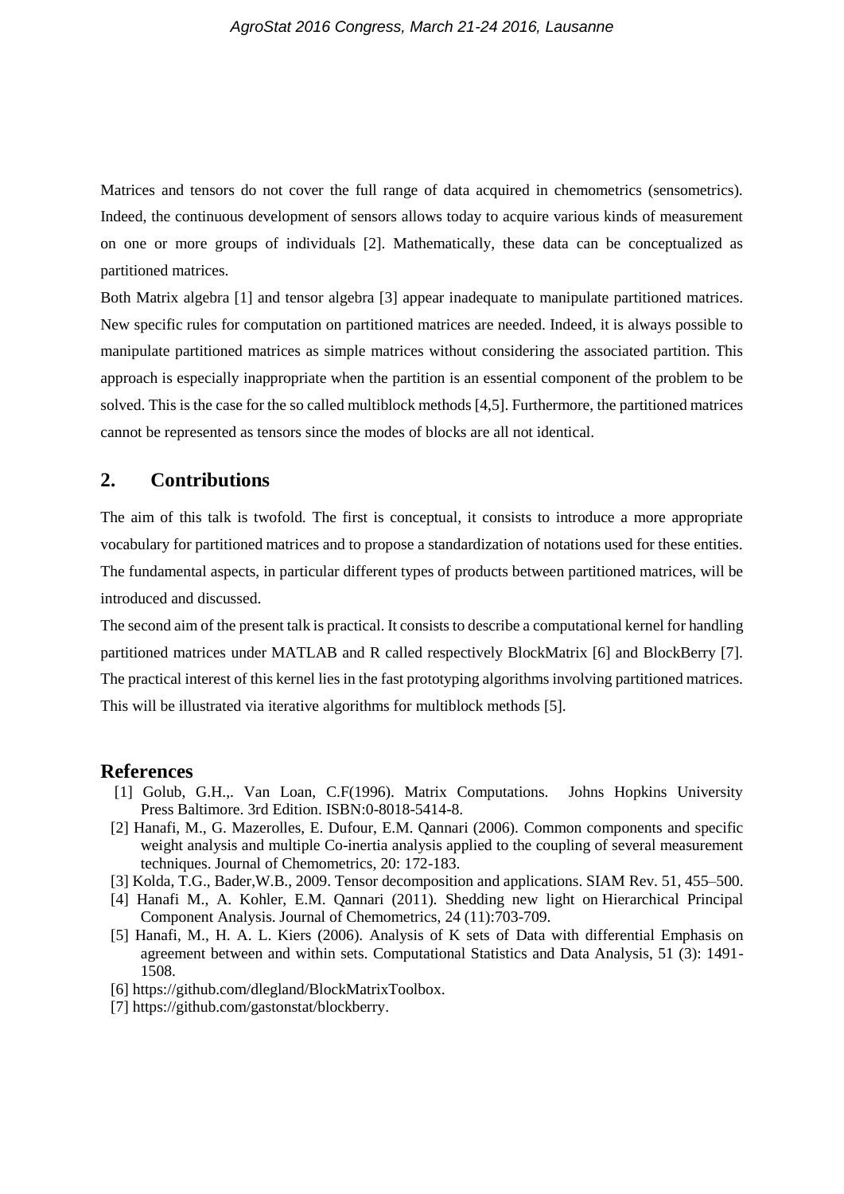Matrices and tensors do not cover the full range of data acquired in chemometrics (sensometrics). Indeed, the continuous development of sensors allows today to acquire various kinds of measurement on one or more groups of individuals [2]. Mathematically, these data can be conceptualized as partitioned matrices.

Both Matrix algebra [1] and tensor algebra [3] appear inadequate to manipulate partitioned matrices. New specific rules for computation on partitioned matrices are needed. Indeed, it is always possible to manipulate partitioned matrices as simple matrices without considering the associated partition. This approach is especially inappropriate when the partition is an essential component of the problem to be solved. This is the case for the so called multiblock methods [4,5]. Furthermore, the partitioned matrices cannot be represented as tensors since the modes of blocks are all not identical.

## 2. Contributions

The aim of this talk is twofold. The first is conceptual, it consists to introduce a more appropriate vocabulary for partitioned matrices and to propose a standardization of notations used for these entities. The fundamental aspects, in particular different types of products between partitioned matrices, will be introduced and discussed.

The second aim of the present talk is practical. It consists to describe a computational kernel for handling partitioned matrices under MATLAB and R called respectively BlockMatrix [6] and BlockBerry [7]. The practical interest of this kernel lies in the fast prototyping algorithms involving partitioned matrices. This will be illustrated via iterative algorithms for multiblock methods [5].

## References

[1] Golub, G.H.,. Van Loan, C.F(1996). Matrix Computations. Johns Hopkins University Press Baltimore. 3rd Edition. ISBN:0-8018-5414-8.

[2] Hanafi, M., G. Mazerolles, E. Dufour, E.M. Qannari (2006). Common components and specific weight analysis and multiple Co-inertia analysis applied to the coupling of several measurement techniques. Journal of Chemometrics, 20: 172-183.

[3] Kolda, T.G., Bader,W.B., 2009. Tensor decomposition and applications. SIAM Rev. 51, 455–500.

[4] Hanafi M., A. Kohler, E.M. Qannari (2011). Shedding new light on Hierarchical Principal Component Analysis. Journal of Chemometrics, 24 (11):703-709.

[5] Hanafi, M., H. A. L. Kiers (2006). Analysis of K sets of Data with differential Emphasis on agreement between and within sets. Computational Statistics and Data Analysis, 51 (3): 1491-1508.

[6] https://github.com/dlegland/BlockMatrixToolbox.

[7] https://github.com/gastonstat/blockberry.